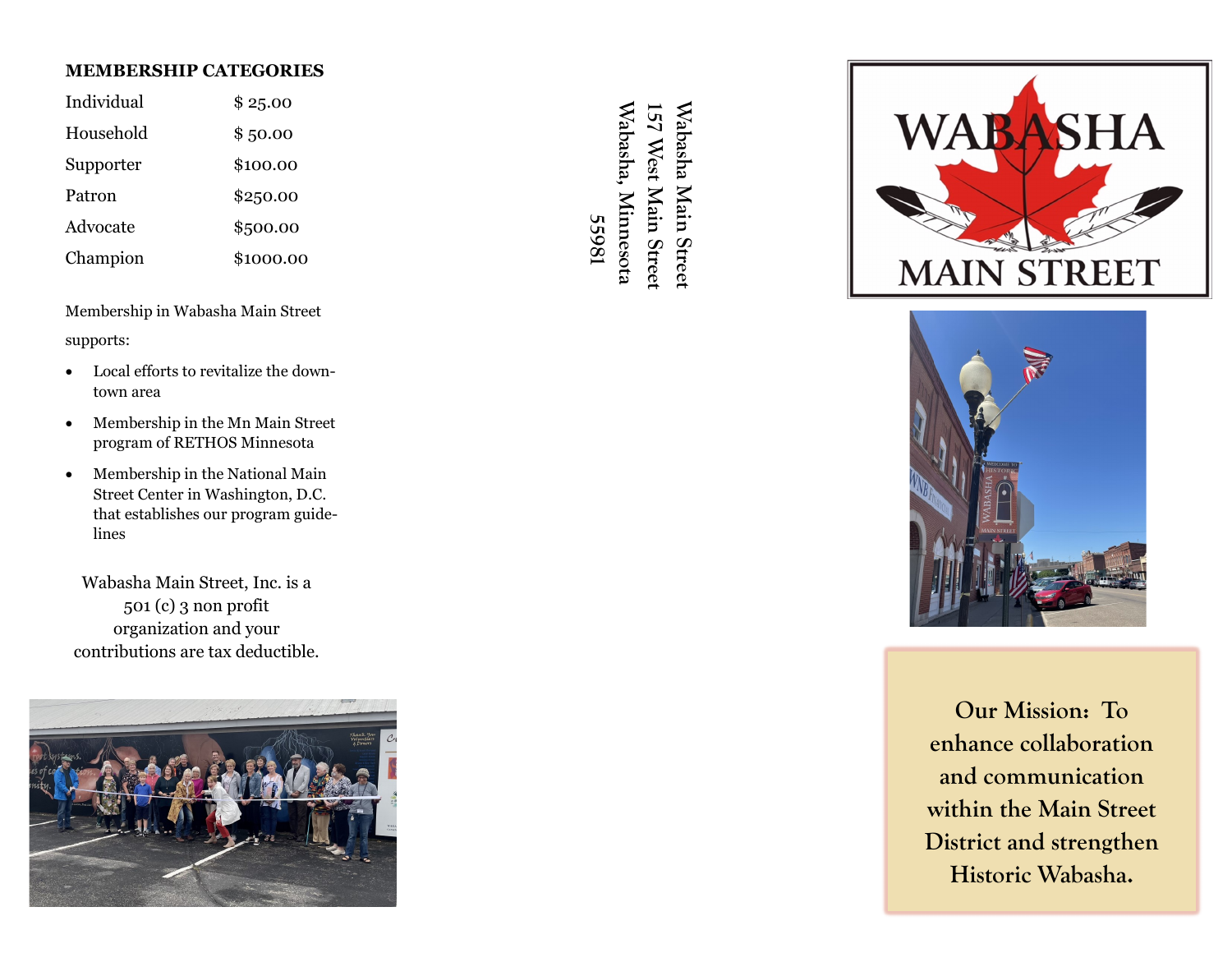## MEMBERSHIP CATEGORIES

| Category | Amount |
|---|---|
| Individual | $ 25.00 |
| Household | $ 50.00 |
| Supporter | $100.00 |
| Patron | $250.00 |
| Advocate | $500.00 |
| Champion | $1000.00 |

Membership in Wabasha Main Street supports:

- Local efforts to revitalize the downtown area
- Membership in the Mn Main Street program of RETHOS Minnesota
- Membership in the National Main Street Center in Washington, D.C. that establishes our program guidelines

Wabasha Main Street, Inc. is a 501 (c) 3 non profit organization and your contributions are tax deductible.

Wabasha Main Street
157 West Main Street
Wabasha, Minnesota
55981

# WABASHA MAIN STREET

**Our Mission: To enhance collaboration and communication within the Main Street District and strengthen Historic Wabasha.**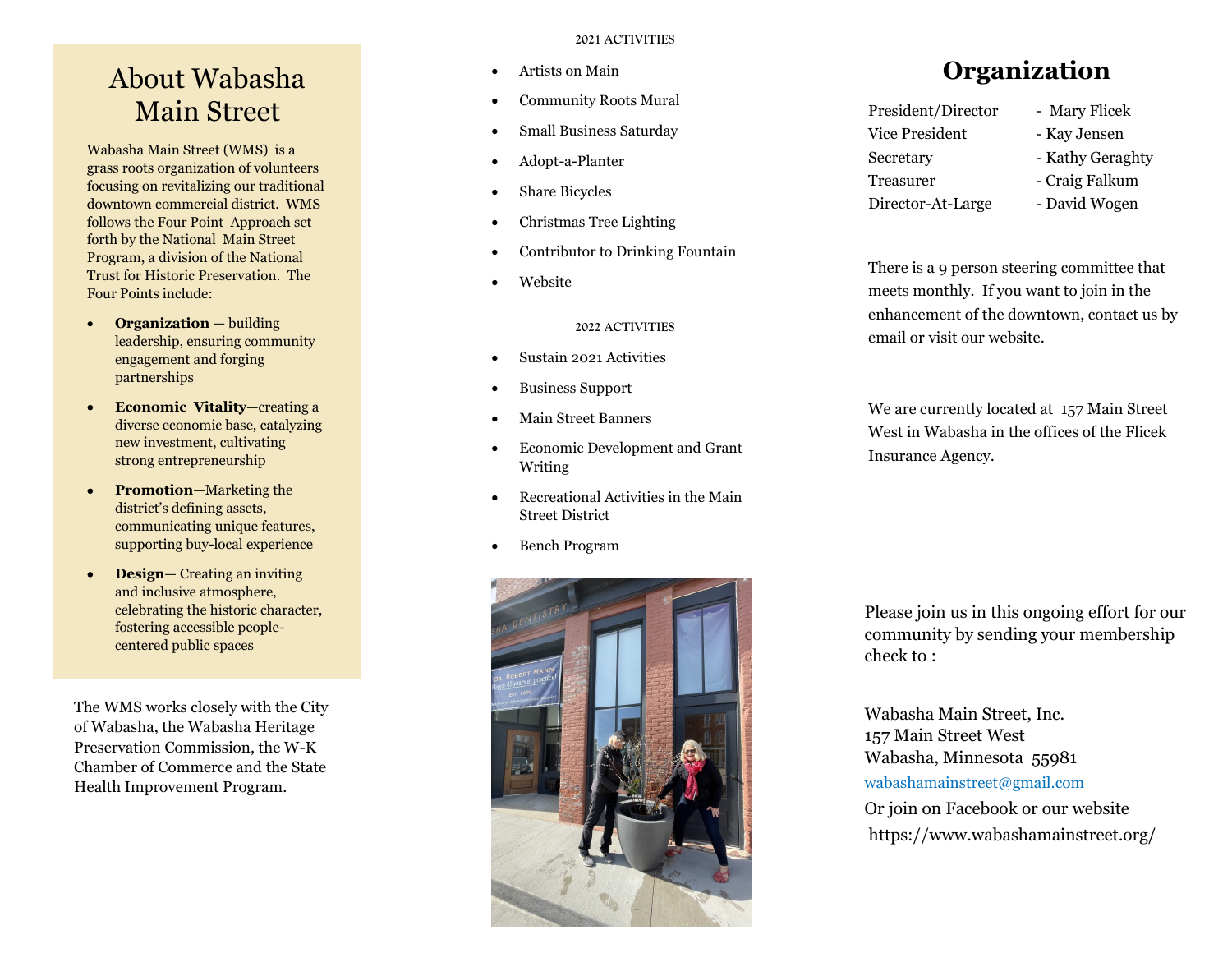# About Wabasha Main Street

Wabasha Main Street (WMS) is a grass roots organization of volunteers focusing on revitalizing our traditional downtown commercial district. WMS follows the Four Point Approach set forth by the National Main Street Program, a division of the National Trust for Historic Preservation. The Four Points include:

- **Organization** — building leadership, ensuring community engagement and forging partnerships
- **Economic Vitality**—creating a diverse economic base, catalyzing new investment, cultivating strong entrepreneurship
- **Promotion**—Marketing the district's defining assets, communicating unique features, supporting buy-local experience
- **Design**— Creating an inviting and inclusive atmosphere, celebrating the historic character, fostering accessible people-centered public spaces

The WMS works closely with the City of Wabasha, the Wabasha Heritage Preservation Commission, the W-K Chamber of Commerce and the State Health Improvement Program.

2021 ACTIVITIES

- Artists on Main
- Community Roots Mural
- Small Business Saturday
- Adopt-a-Planter
- Share Bicycles
- Christmas Tree Lighting
- Contributor to Drinking Fountain
- Website

2022 ACTIVITIES

- Sustain 2021 Activities
- Business Support
- Main Street Banners
- Economic Development and Grant Writing
- Recreational Activities in the Main Street District
- Bench Program

# Organization

| | |
|---|---|
| President/Director | - Mary Flicek |
| Vice President | - Kay Jensen |
| Secretary | - Kathy Geraghty |
| Treasurer | - Craig Falkum |
| Director-At-Large | - David Wogen |

There is a 9 person steering committee that meets monthly. If you want to join in the enhancement of the downtown, contact us by email or visit our website.

We are currently located at 157 Main Street West in Wabasha in the offices of the Flicek Insurance Agency.

Please join us in this ongoing effort for our community by sending your membership check to :

Wabasha Main Street, Inc.
157 Main Street West
Wabasha, Minnesota 55981
wabashamainstreet@gmail.com
Or join on Facebook or our website
https://www.wabashamainstreet.org/